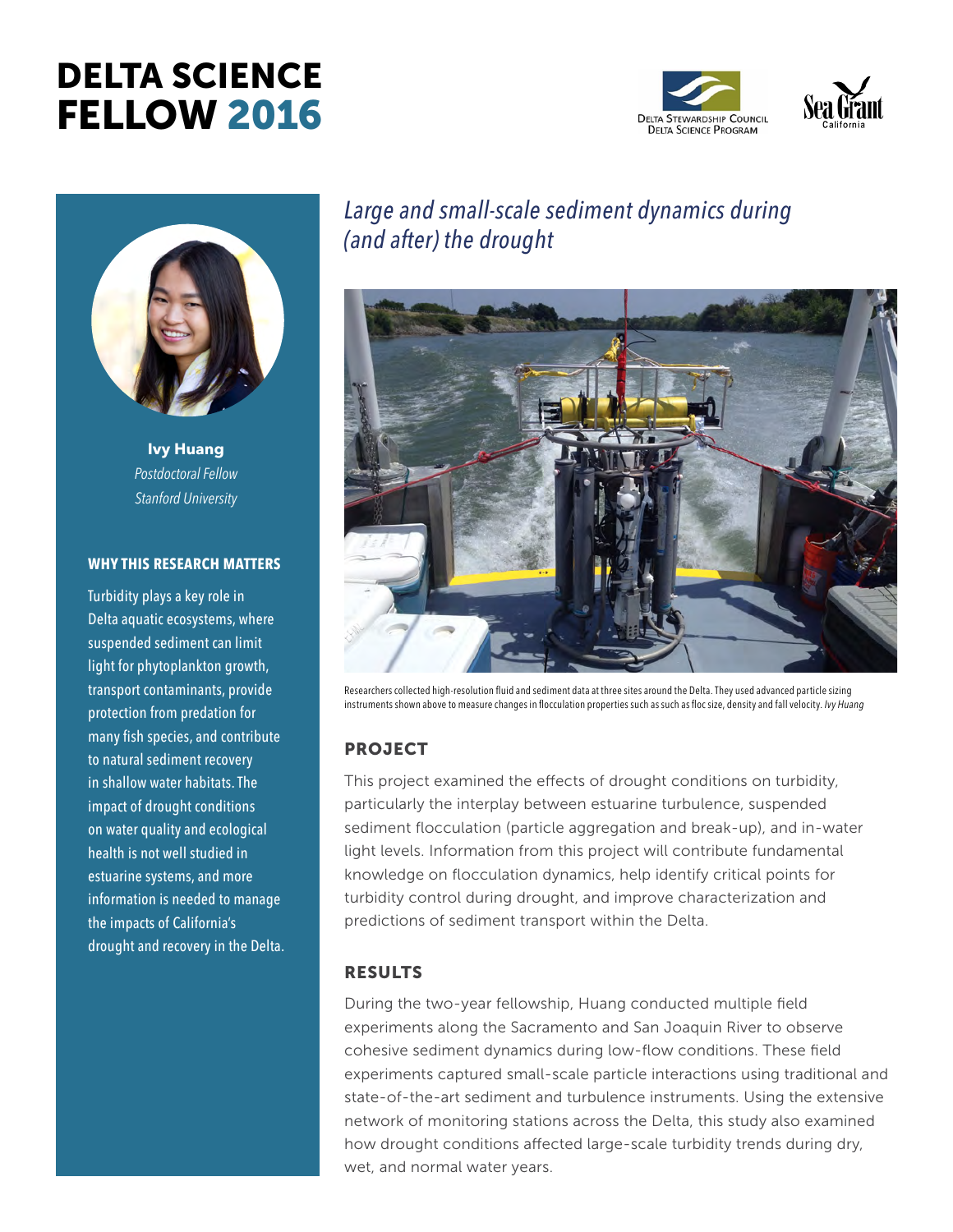# DELTA SCIENCE FELLOW 2016

Delta Stewardship Council Delta Science Program

Sea Grant California

**Ivy Huang**
*Postdoctoral Fellow*
*Stanford University*

### WHY THIS RESEARCH MATTERS

Turbidity plays a key role in Delta aquatic ecosystems, where suspended sediment can limit light for phytoplankton growth, transport contaminants, provide protection from predation for many fish species, and contribute to natural sediment recovery in shallow water habitats. The impact of drought conditions on water quality and ecological health is not well studied in estuarine systems, and more information is needed to manage the impacts of California's drought and recovery in the Delta.

## *Large and small-scale sediment dynamics during (and after) the drought*

Researchers collected high-resolution fluid and sediment data at three sites around the Delta. They used advanced particle sizing instruments shown above to measure changes in flocculation properties such as such as floc size, density and fall velocity. *Ivy Huang*

### PROJECT

This project examined the effects of drought conditions on turbidity, particularly the interplay between estuarine turbulence, suspended sediment flocculation (particle aggregation and break-up), and in-water light levels. Information from this project will contribute fundamental knowledge on flocculation dynamics, help identify critical points for turbidity control during drought, and improve characterization and predictions of sediment transport within the Delta.

### RESULTS

During the two-year fellowship, Huang conducted multiple field experiments along the Sacramento and San Joaquin River to observe cohesive sediment dynamics during low-flow conditions. These field experiments captured small-scale particle interactions using traditional and state-of-the-art sediment and turbulence instruments. Using the extensive network of monitoring stations across the Delta, this study also examined how drought conditions affected large-scale turbidity trends during dry, wet, and normal water years.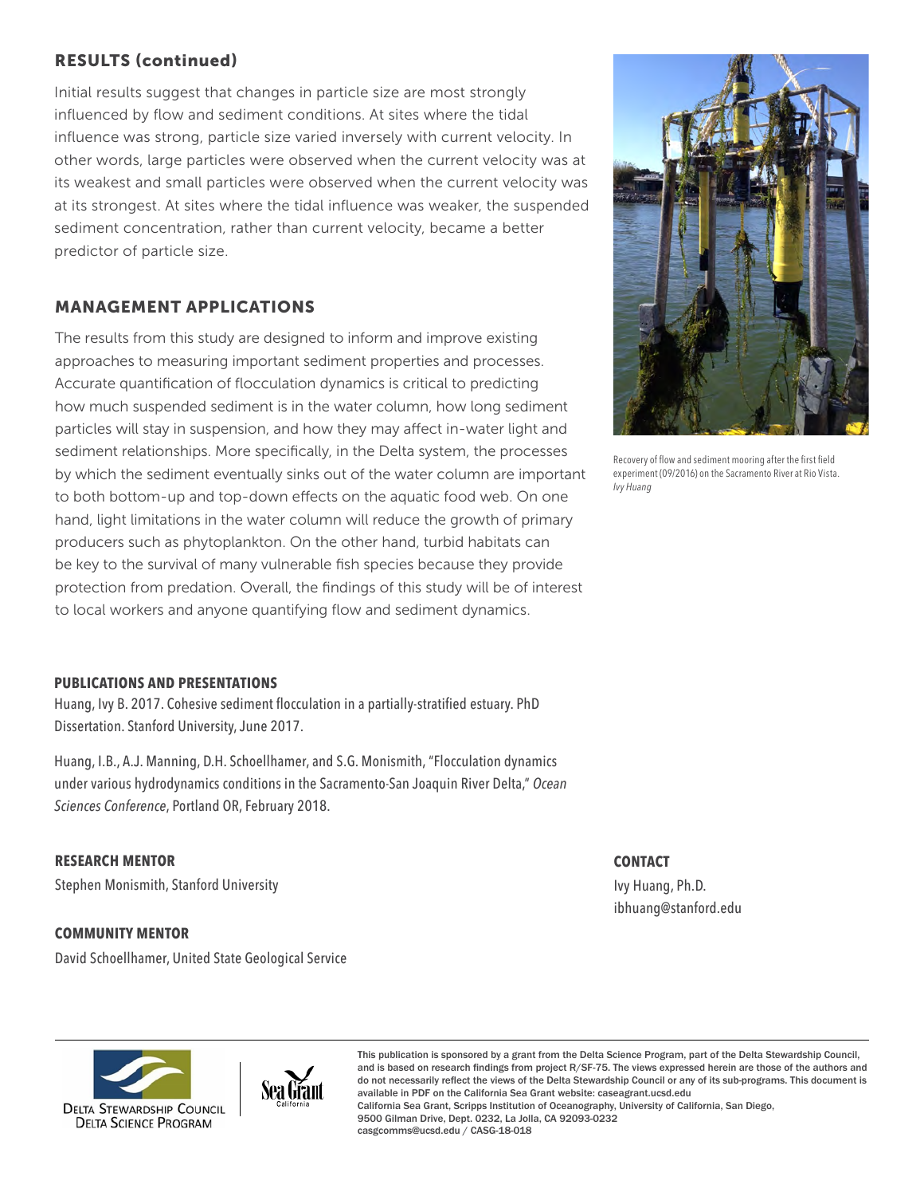## RESULTS (continued)

Initial results suggest that changes in particle size are most strongly influenced by flow and sediment conditions. At sites where the tidal influence was strong, particle size varied inversely with current velocity. In other words, large particles were observed when the current velocity was at its weakest and small particles were observed when the current velocity was at its strongest. At sites where the tidal influence was weaker, the suspended sediment concentration, rather than current velocity, became a better predictor of particle size.

## MANAGEMENT APPLICATIONS

The results from this study are designed to inform and improve existing approaches to measuring important sediment properties and processes. Accurate quantification of flocculation dynamics is critical to predicting how much suspended sediment is in the water column, how long sediment particles will stay in suspension, and how they may affect in-water light and sediment relationships. More specifically, in the Delta system, the processes by which the sediment eventually sinks out of the water column are important to both bottom-up and top-down effects on the aquatic food web. On one hand, light limitations in the water column will reduce the growth of primary producers such as phytoplankton. On the other hand, turbid habitats can be key to the survival of many vulnerable fish species because they provide protection from predation. Overall, the findings of this study will be of interest to local workers and anyone quantifying flow and sediment dynamics.

Recovery of flow and sediment mooring after the first field experiment (09/2016) on the Sacramento River at Rio Vista. *Ivy Huang*

### PUBLICATIONS AND PRESENTATIONS

Huang, Ivy B. 2017. Cohesive sediment flocculation in a partially-stratified estuary. PhD Dissertation. Stanford University, June 2017.

Huang, I.B., A.J. Manning, D.H. Schoellhamer, and S.G. Monismith, "Flocculation dynamics under various hydrodynamics conditions in the Sacramento-San Joaquin River Delta," *Ocean Sciences Conference*, Portland OR, February 2018.

### RESEARCH MENTOR

Stephen Monismith, Stanford University

### COMMUNITY MENTOR

David Schoellhamer, United State Geological Service

### CONTACT

Ivy Huang, Ph.D.
ibhuang@stanford.edu

Delta Stewardship Council
Delta Science Program

Sea Grant California

This publication is sponsored by a grant from the Delta Science Program, part of the Delta Stewardship Council, and is based on research findings from project R/SF-75. The views expressed herein are those of the authors and do not necessarily reflect the views of the Delta Stewardship Council or any of its sub-programs. This document is available in PDF on the California Sea Grant website: caseagrant.ucsd.edu
California Sea Grant, Scripps Institution of Oceanography, University of California, San Diego, 9500 Gilman Drive, Dept. 0232, La Jolla, CA 92093-0232
casgcomms@ucsd.edu / CASG-18-018